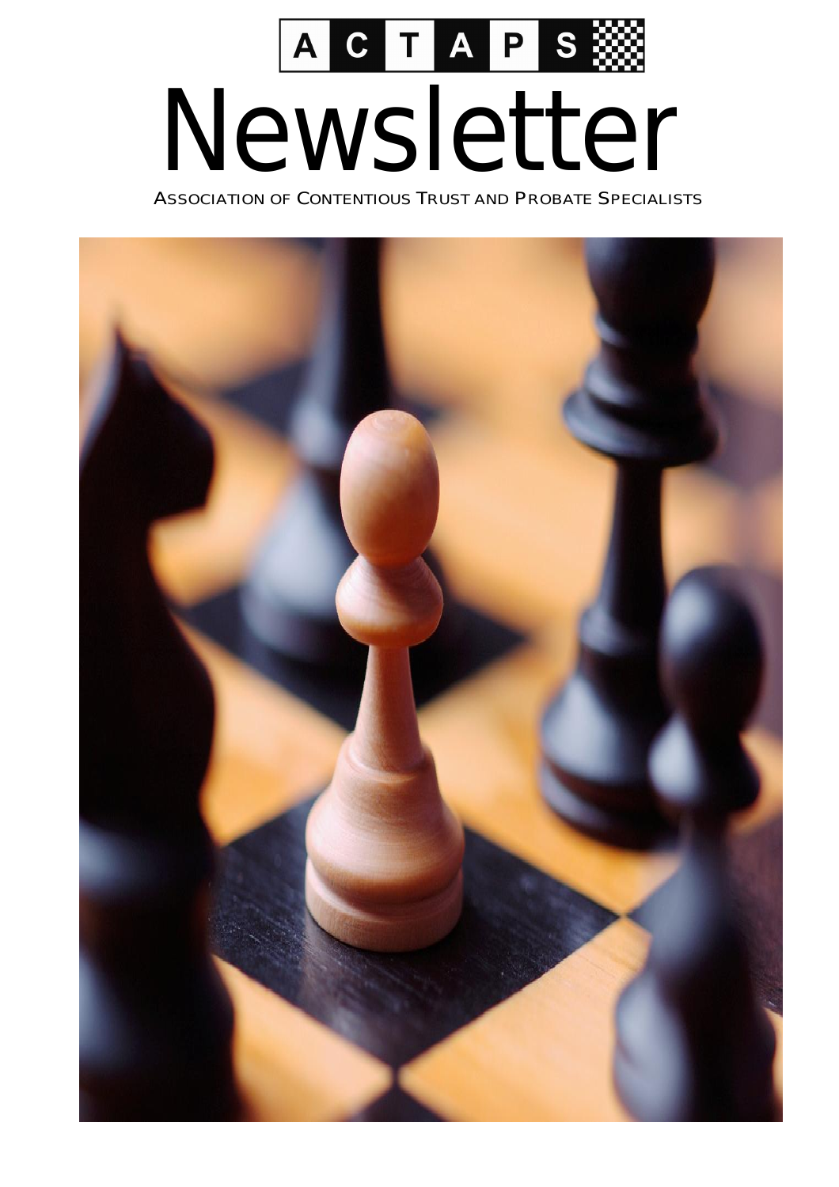A C T A P S

# Newsletter

ASSOCIATION OF CONTENTIOUS TRUST AND PROBATE SPECIALISTS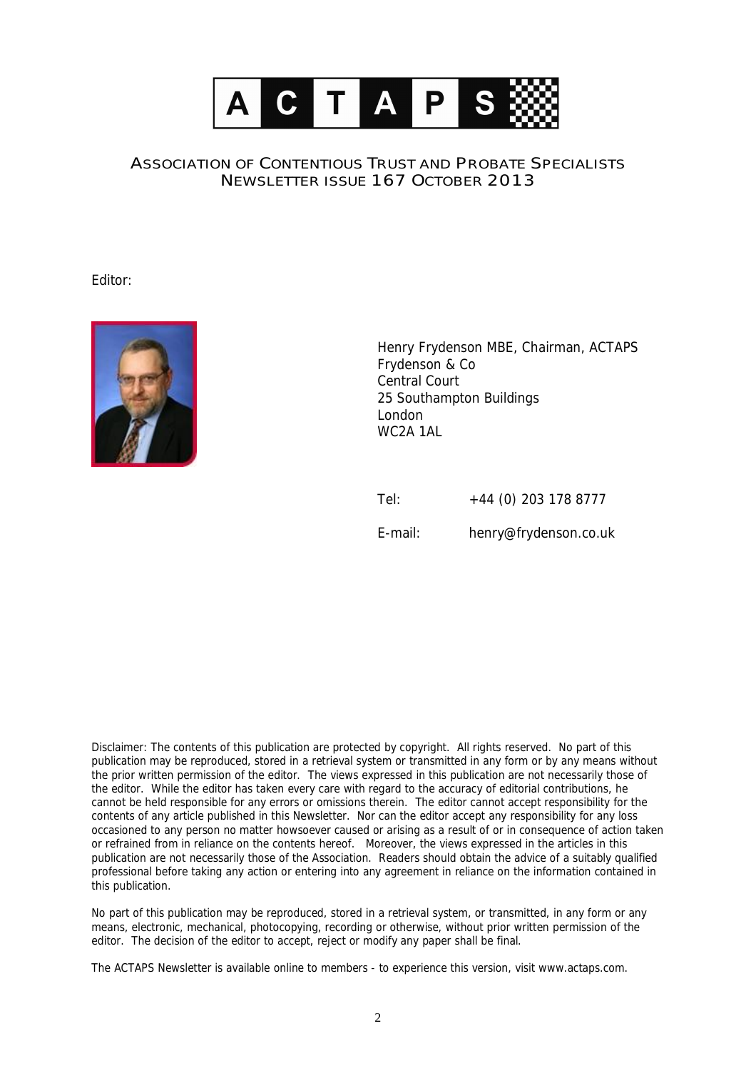# A C T A P S

## ASSOCIATION OF CONTENTIOUS TRUST AND PROBATE SPECIALISTS
## NEWSLETTER ISSUE 167 OCTOBER 2013

Editor:

Henry Frydenson MBE, Chairman, ACTAPS
Frydenson & Co
Central Court
25 Southampton Buildings
London
WC2A 1AL

Tel: +44 (0) 203 178 8777

E-mail: henry@frydenson.co.uk

Disclaimer: The contents of this publication are protected by copyright. All rights reserved. No part of this publication may be reproduced, stored in a retrieval system or transmitted in any form or by any means without the prior written permission of the editor. The views expressed in this publication are not necessarily those of the editor. While the editor has taken every care with regard to the accuracy of editorial contributions, he cannot be held responsible for any errors or omissions therein. The editor cannot accept responsibility for the contents of any article published in this Newsletter. Nor can the editor accept any responsibility for any loss occasioned to any person no matter howsoever caused or arising as a result of or in consequence of action taken or refrained from in reliance on the contents hereof. Moreover, the views expressed in the articles in this publication are not necessarily those of the Association. Readers should obtain the advice of a suitably qualified professional before taking any action or entering into any agreement in reliance on the information contained in this publication.

No part of this publication may be reproduced, stored in a retrieval system, or transmitted, in any form or any means, electronic, mechanical, photocopying, recording or otherwise, without prior written permission of the editor. The decision of the editor to accept, reject or modify any paper shall be final.

The ACTAPS Newsletter is available online to members - to experience this version, visit www.actaps.com.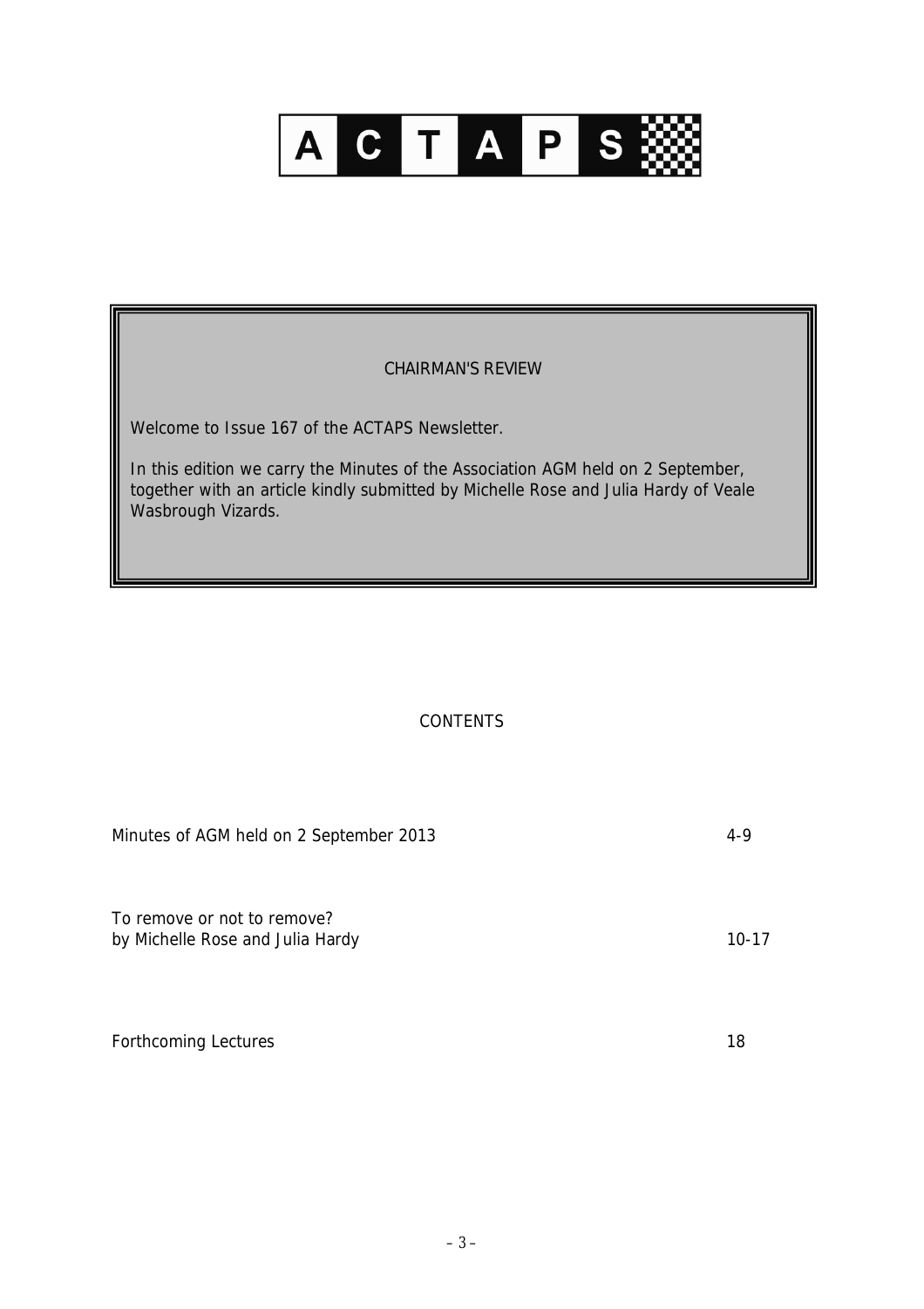# ACTAPS

## CHAIRMAN'S REVIEW

Welcome to Issue 167 of the ACTAPS Newsletter.

In this edition we carry the Minutes of the Association AGM held on 2 September, together with an article kindly submitted by Michelle Rose and Julia Hardy of Veale Wasbrough Vizards.

## CONTENTS

| | |
|---|---|
| Minutes of AGM held on 2 September 2013 | 4-9 |
| To remove or not to remove?<br>by Michelle Rose and Julia Hardy | 10-17 |
| Forthcoming Lectures | 18 |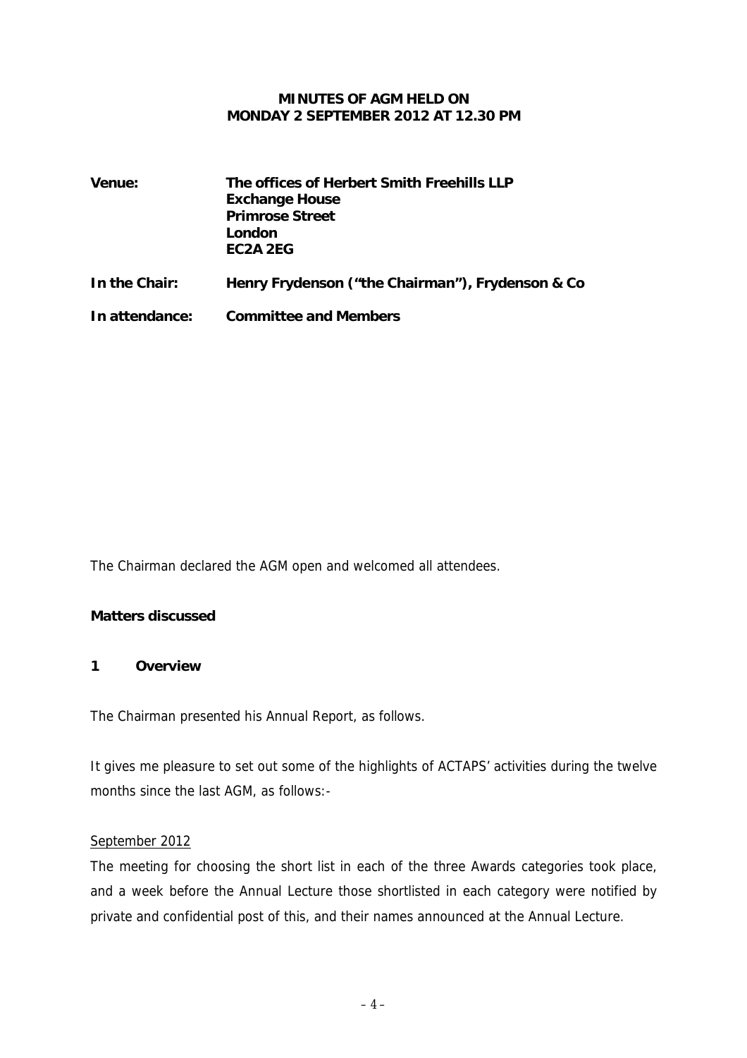**MINUTES OF AGM HELD ON MONDAY 2 SEPTEMBER 2012 AT 12.30 PM**

| | |
|---|---|
| **Venue:** | **The offices of Herbert Smith Freehills LLP**<br>**Exchange House**<br>**Primrose Street**<br>**London**<br>**EC2A 2EG** |
| **In the Chair:** | **Henry Frydenson ("the Chairman"), Frydenson & Co** |
| **In attendance:** | **Committee and Members** |

The Chairman declared the AGM open and welcomed all attendees.

**Matters discussed**

**1 Overview**

The Chairman presented his Annual Report, as follows.

It gives me pleasure to set out some of the highlights of ACTAPS' activities during the twelve months since the last AGM, as follows:-

<u>September 2012</u>

The meeting for choosing the short list in each of the three Awards categories took place, and a week before the Annual Lecture those shortlisted in each category were notified by private and confidential post of this, and their names announced at the Annual Lecture.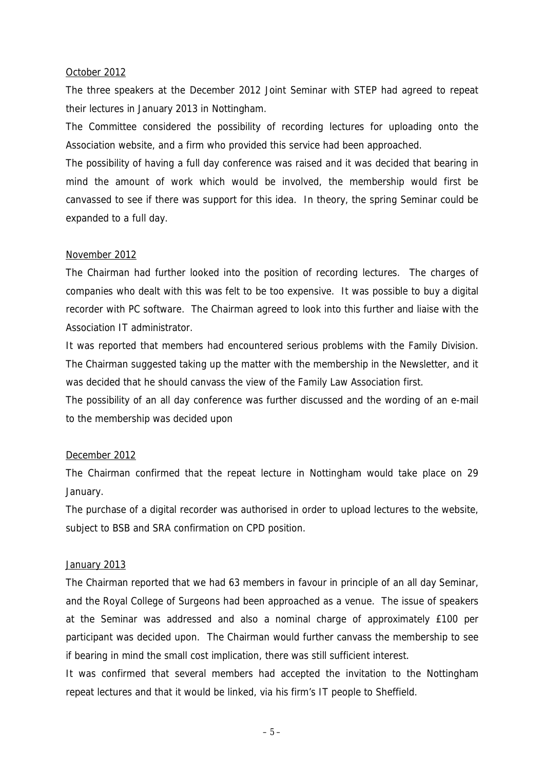<u>October 2012</u>

The three speakers at the December 2012 Joint Seminar with STEP had agreed to repeat their lectures in January 2013 in Nottingham.

The Committee considered the possibility of recording lectures for uploading onto the Association website, and a firm who provided this service had been approached.

The possibility of having a full day conference was raised and it was decided that bearing in mind the amount of work which would be involved, the membership would first be canvassed to see if there was support for this idea. In theory, the spring Seminar could be expanded to a full day.

<u>November 2012</u>

The Chairman had further looked into the position of recording lectures. The charges of companies who dealt with this was felt to be too expensive. It was possible to buy a digital recorder with PC software. The Chairman agreed to look into this further and liaise with the Association IT administrator.

It was reported that members had encountered serious problems with the Family Division. The Chairman suggested taking up the matter with the membership in the Newsletter, and it was decided that he should canvass the view of the Family Law Association first.

The possibility of an all day conference was further discussed and the wording of an e-mail to the membership was decided upon

<u>December 2012</u>

The Chairman confirmed that the repeat lecture in Nottingham would take place on 29 January.

The purchase of a digital recorder was authorised in order to upload lectures to the website, subject to BSB and SRA confirmation on CPD position.

<u>January 2013</u>

The Chairman reported that we had 63 members in favour in principle of an all day Seminar, and the Royal College of Surgeons had been approached as a venue. The issue of speakers at the Seminar was addressed and also a nominal charge of approximately £100 per participant was decided upon. The Chairman would further canvass the membership to see if bearing in mind the small cost implication, there was still sufficient interest.

It was confirmed that several members had accepted the invitation to the Nottingham repeat lectures and that it would be linked, via his firm's IT people to Sheffield.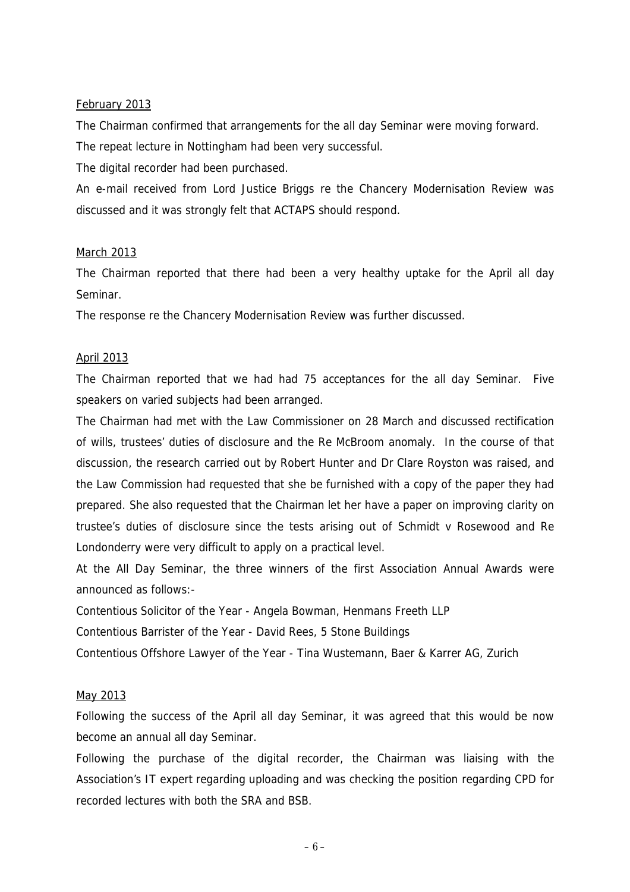<u>February 2013</u>

The Chairman confirmed that arrangements for the all day Seminar were moving forward.

The repeat lecture in Nottingham had been very successful.

The digital recorder had been purchased.

An e-mail received from Lord Justice Briggs re the Chancery Modernisation Review was discussed and it was strongly felt that ACTAPS should respond.

<u>March 2013</u>

The Chairman reported that there had been a very healthy uptake for the April all day Seminar.

The response re the Chancery Modernisation Review was further discussed.

<u>April 2013</u>

The Chairman reported that we had had 75 acceptances for the all day Seminar. Five speakers on varied subjects had been arranged.

The Chairman had met with the Law Commissioner on 28 March and discussed rectification of wills, trustees' duties of disclosure and the Re McBroom anomaly. In the course of that discussion, the research carried out by Robert Hunter and Dr Clare Royston was raised, and the Law Commission had requested that she be furnished with a copy of the paper they had prepared. She also requested that the Chairman let her have a paper on improving clarity on trustee's duties of disclosure since the tests arising out of Schmidt v Rosewood and Re Londonderry were very difficult to apply on a practical level.

At the All Day Seminar, the three winners of the first Association Annual Awards were announced as follows:-

Contentious Solicitor of the Year - Angela Bowman, Henmans Freeth LLP

Contentious Barrister of the Year - David Rees, 5 Stone Buildings

Contentious Offshore Lawyer of the Year - Tina Wustemann, Baer & Karrer AG, Zurich

<u>May 2013</u>

Following the success of the April all day Seminar, it was agreed that this would be now become an annual all day Seminar.

Following the purchase of the digital recorder, the Chairman was liaising with the Association's IT expert regarding uploading and was checking the position regarding CPD for recorded lectures with both the SRA and BSB.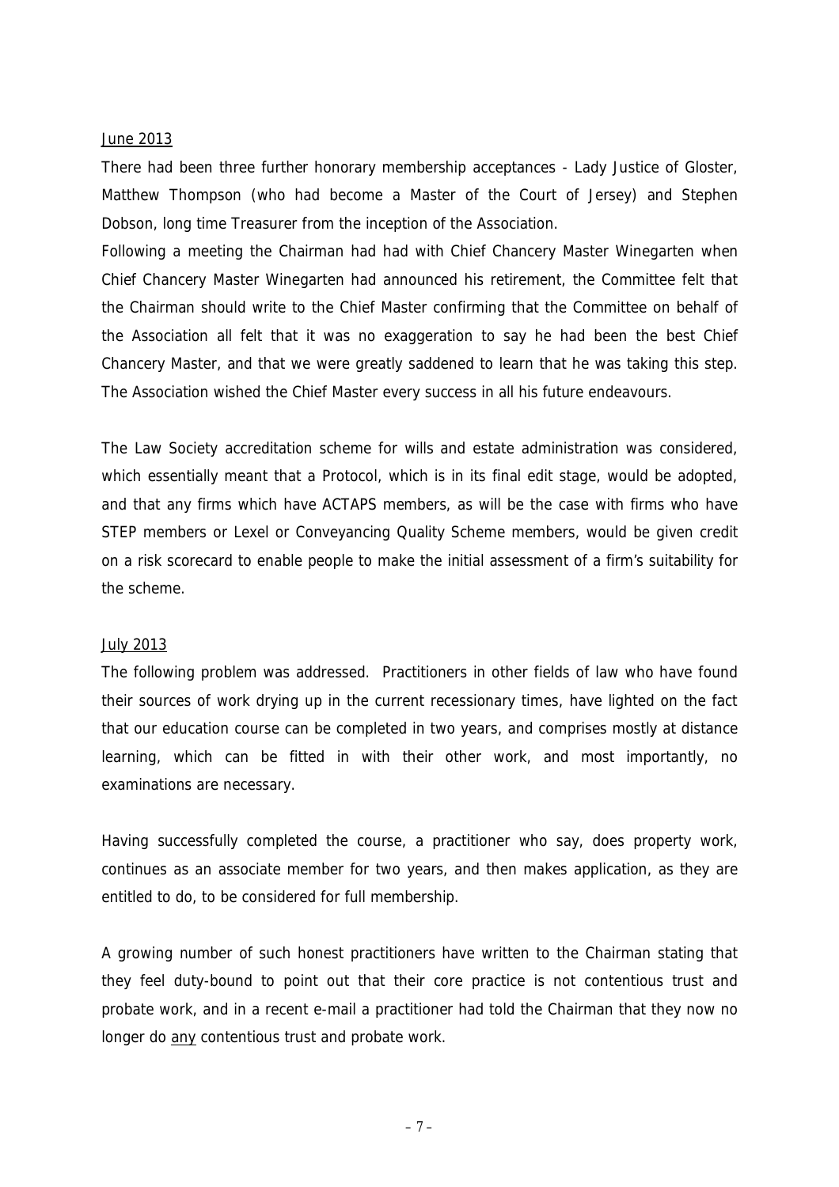<u>June 2013</u>

There had been three further honorary membership acceptances - Lady Justice of Gloster, Matthew Thompson (who had become a Master of the Court of Jersey) and Stephen Dobson, long time Treasurer from the inception of the Association.

Following a meeting the Chairman had had with Chief Chancery Master Winegarten when Chief Chancery Master Winegarten had announced his retirement, the Committee felt that the Chairman should write to the Chief Master confirming that the Committee on behalf of the Association all felt that it was no exaggeration to say he had been the best Chief Chancery Master, and that we were greatly saddened to learn that he was taking this step. The Association wished the Chief Master every success in all his future endeavours.

The Law Society accreditation scheme for wills and estate administration was considered, which essentially meant that a Protocol, which is in its final edit stage, would be adopted, and that any firms which have ACTAPS members, as will be the case with firms who have STEP members or Lexel or Conveyancing Quality Scheme members, would be given credit on a risk scorecard to enable people to make the initial assessment of a firm's suitability for the scheme.

<u>July 2013</u>

The following problem was addressed. Practitioners in other fields of law who have found their sources of work drying up in the current recessionary times, have lighted on the fact that our education course can be completed in two years, and comprises mostly at distance learning, which can be fitted in with their other work, and most importantly, no examinations are necessary.

Having successfully completed the course, a practitioner who say, does property work, continues as an associate member for two years, and then makes application, as they are entitled to do, to be considered for full membership.

A growing number of such honest practitioners have written to the Chairman stating that they feel duty-bound to point out that their core practice is not contentious trust and probate work, and in a recent e-mail a practitioner had told the Chairman that they now no longer do <u>any</u> contentious trust and probate work.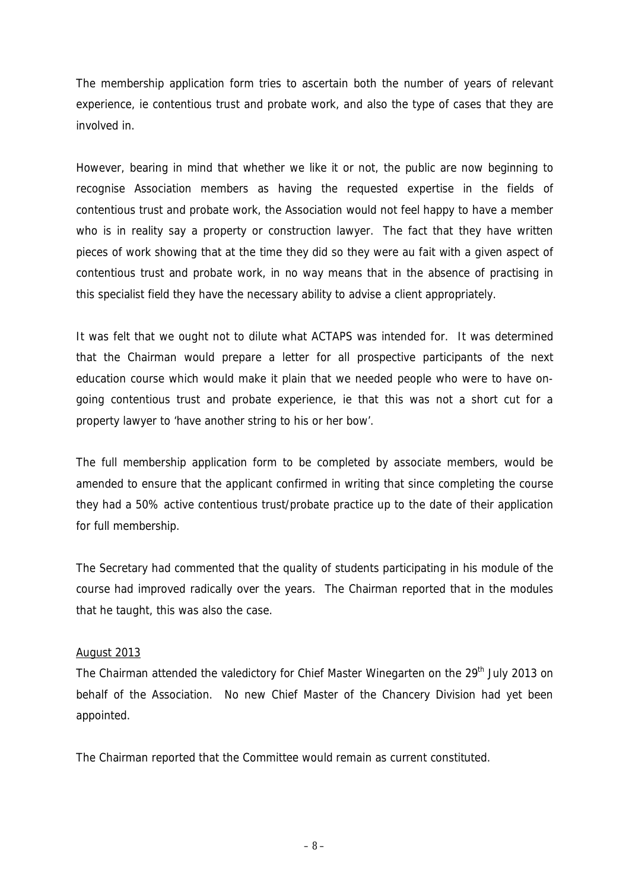The membership application form tries to ascertain both the number of years of relevant experience, ie contentious trust and probate work, and also the type of cases that they are involved in.

However, bearing in mind that whether we like it or not, the public are now beginning to recognise Association members as having the requested expertise in the fields of contentious trust and probate work, the Association would not feel happy to have a member who is in reality say a property or construction lawyer. The fact that they have written pieces of work showing that at the time they did so they were au fait with a given aspect of contentious trust and probate work, in no way means that in the absence of practising in this specialist field they have the necessary ability to advise a client appropriately.

It was felt that we ought not to dilute what ACTAPS was intended for. It was determined that the Chairman would prepare a letter for all prospective participants of the next education course which would make it plain that we needed people who were to have on-going contentious trust and probate experience, ie that this was not a short cut for a property lawyer to 'have another string to his or her bow'.

The full membership application form to be completed by associate members, would be amended to ensure that the applicant confirmed in writing that since completing the course they had a 50% active contentious trust/probate practice up to the date of their application for full membership.

The Secretary had commented that the quality of students participating in his module of the course had improved radically over the years. The Chairman reported that in the modules that he taught, this was also the case.

<u>August 2013</u>

The Chairman attended the valedictory for Chief Master Winegarten on the 29th July 2013 on behalf of the Association. No new Chief Master of the Chancery Division had yet been appointed.

The Chairman reported that the Committee would remain as current constituted.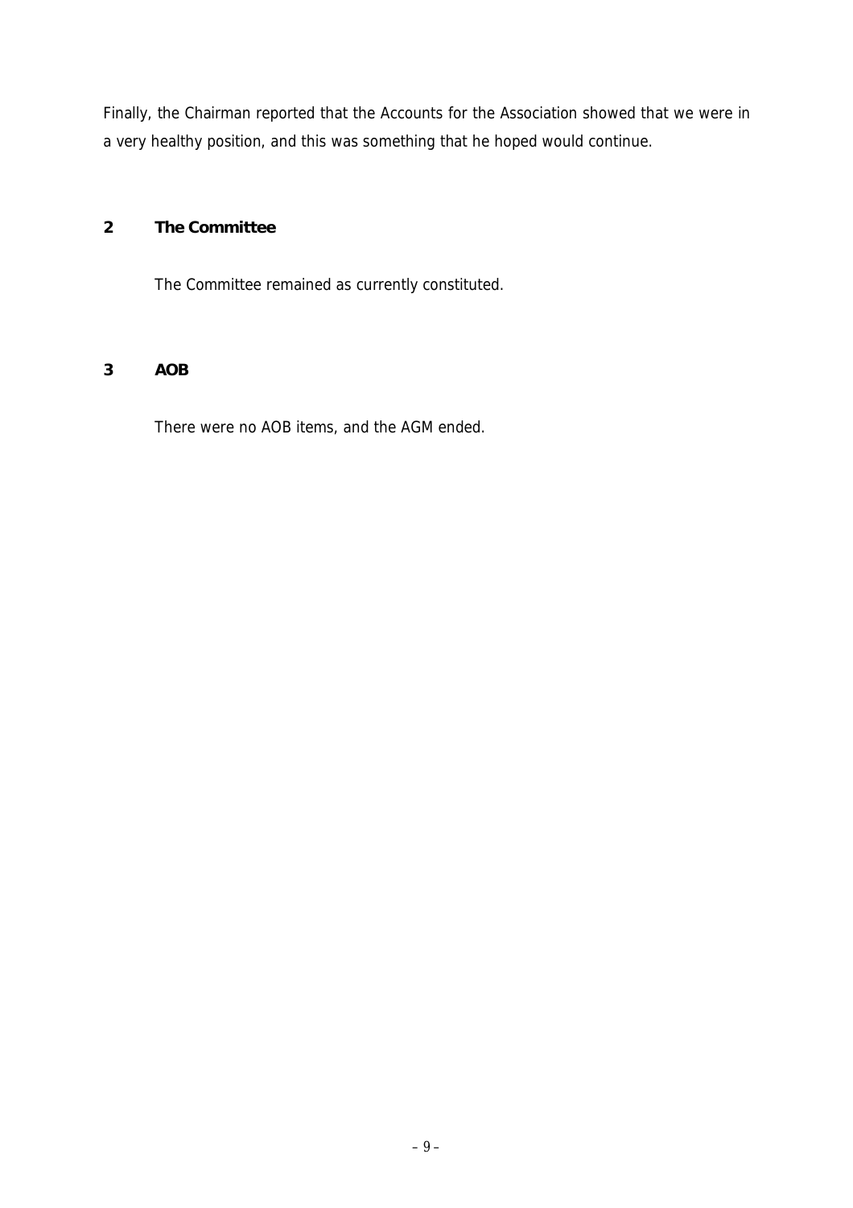Finally, the Chairman reported that the Accounts for the Association showed that we were in a very healthy position, and this was something that he hoped would continue.

## 2 The Committee

The Committee remained as currently constituted.

## 3 AOB

There were no AOB items, and the AGM ended.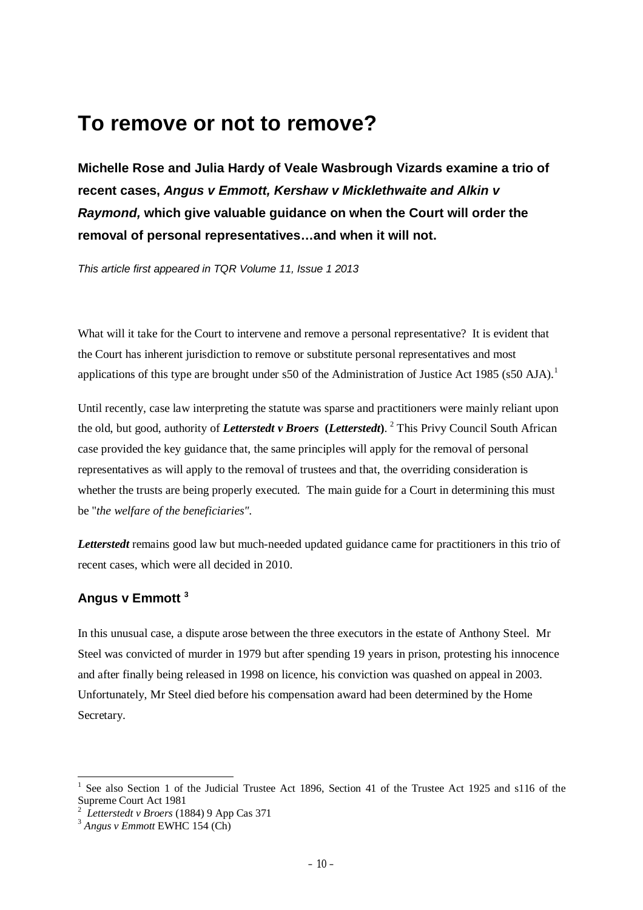# To remove or not to remove?

**Michelle Rose and Julia Hardy of Veale Wasbrough Vizards examine a trio of recent cases, *Angus v Emmott, Kershaw v Micklethwaite and Alkin v Raymond,* which give valuable guidance on when the Court will order the removal of personal representatives…and when it will not.**

*This article first appeared in TQR Volume 11, Issue 1 2013*

What will it take for the Court to intervene and remove a personal representative? It is evident that the Court has inherent jurisdiction to remove or substitute personal representatives and most applications of this type are brought under s50 of the Administration of Justice Act 1985 (s50 AJA).[1]

Until recently, case law interpreting the statute was sparse and practitioners were mainly reliant upon the old, but good, authority of ***Letterstedt v Broers*** **(*Letterstedt*)**.[2] This Privy Council South African case provided the key guidance that, the same principles will apply for the removal of personal representatives as will apply to the removal of trustees and that, the overriding consideration is whether the trusts are being properly executed. The main guide for a Court in determining this must be "*the welfare of the beneficiaries"*.

***Letterstedt*** remains good law but much-needed updated guidance came for practitioners in this trio of recent cases, which were all decided in 2010.

### Angus v Emmott [3]

In this unusual case, a dispute arose between the three executors in the estate of Anthony Steel. Mr Steel was convicted of murder in 1979 but after spending 19 years in prison, protesting his innocence and after finally being released in 1998 on licence, his conviction was quashed on appeal in 2003. Unfortunately, Mr Steel died before his compensation award had been determined by the Home Secretary.

---

[1] See also Section 1 of the Judicial Trustee Act 1896, Section 41 of the Trustee Act 1925 and s116 of the Supreme Court Act 1981

[2] *Letterstedt v Broers* (1884) 9 App Cas 371

[3] *Angus v Emmott* EWHC 154 (Ch)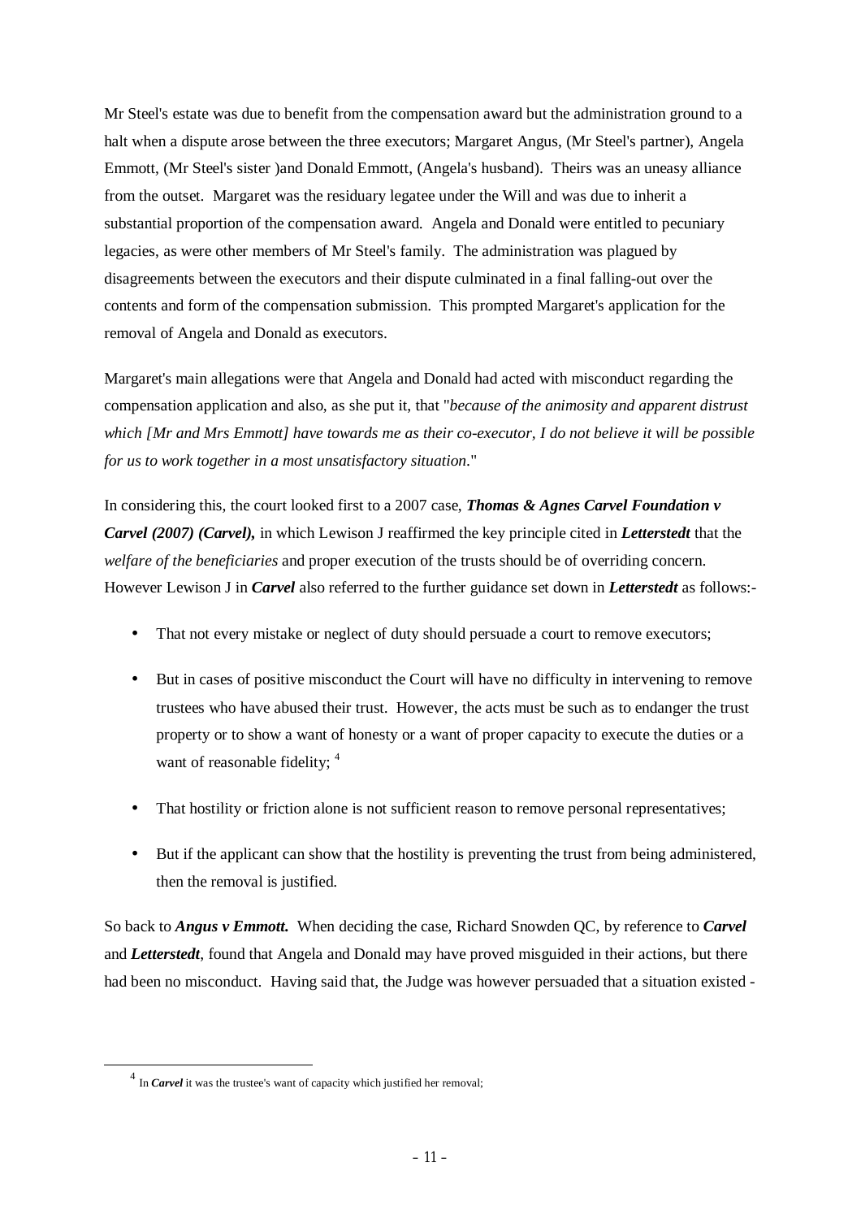Mr Steel's estate was due to benefit from the compensation award but the administration ground to a halt when a dispute arose between the three executors; Margaret Angus, (Mr Steel's partner), Angela Emmott, (Mr Steel's sister )and Donald Emmott, (Angela's husband). Theirs was an uneasy alliance from the outset. Margaret was the residuary legatee under the Will and was due to inherit a substantial proportion of the compensation award. Angela and Donald were entitled to pecuniary legacies, as were other members of Mr Steel's family. The administration was plagued by disagreements between the executors and their dispute culminated in a final falling-out over the contents and form of the compensation submission. This prompted Margaret's application for the removal of Angela and Donald as executors.

Margaret's main allegations were that Angela and Donald had acted with misconduct regarding the compensation application and also, as she put it, that "*because of the animosity and apparent distrust which [Mr and Mrs Emmott] have towards me as their co-executor, I do not believe it will be possible for us to work together in a most unsatisfactory situation*."

In considering this, the court looked first to a 2007 case, ***Thomas & Agnes Carvel Foundation v Carvel (2007) (Carvel),*** in which Lewison J reaffirmed the key principle cited in ***Letterstedt*** that the *welfare of the beneficiaries* and proper execution of the trusts should be of overriding concern. However Lewison J in ***Carvel*** also referred to the further guidance set down in ***Letterstedt*** as follows:-

- That not every mistake or neglect of duty should persuade a court to remove executors;
- But in cases of positive misconduct the Court will have no difficulty in intervening to remove trustees who have abused their trust. However, the acts must be such as to endanger the trust property or to show a want of honesty or a want of proper capacity to execute the duties or a want of reasonable fidelity; [4]
- That hostility or friction alone is not sufficient reason to remove personal representatives;
- But if the applicant can show that the hostility is preventing the trust from being administered, then the removal is justified.

So back to ***Angus v Emmott.*** When deciding the case, Richard Snowden QC, by reference to ***Carvel*** and ***Letterstedt***, found that Angela and Donald may have proved misguided in their actions, but there had been no misconduct. Having said that, the Judge was however persuaded that a situation existed -

[4] In ***Carvel*** it was the trustee's want of capacity which justified her removal;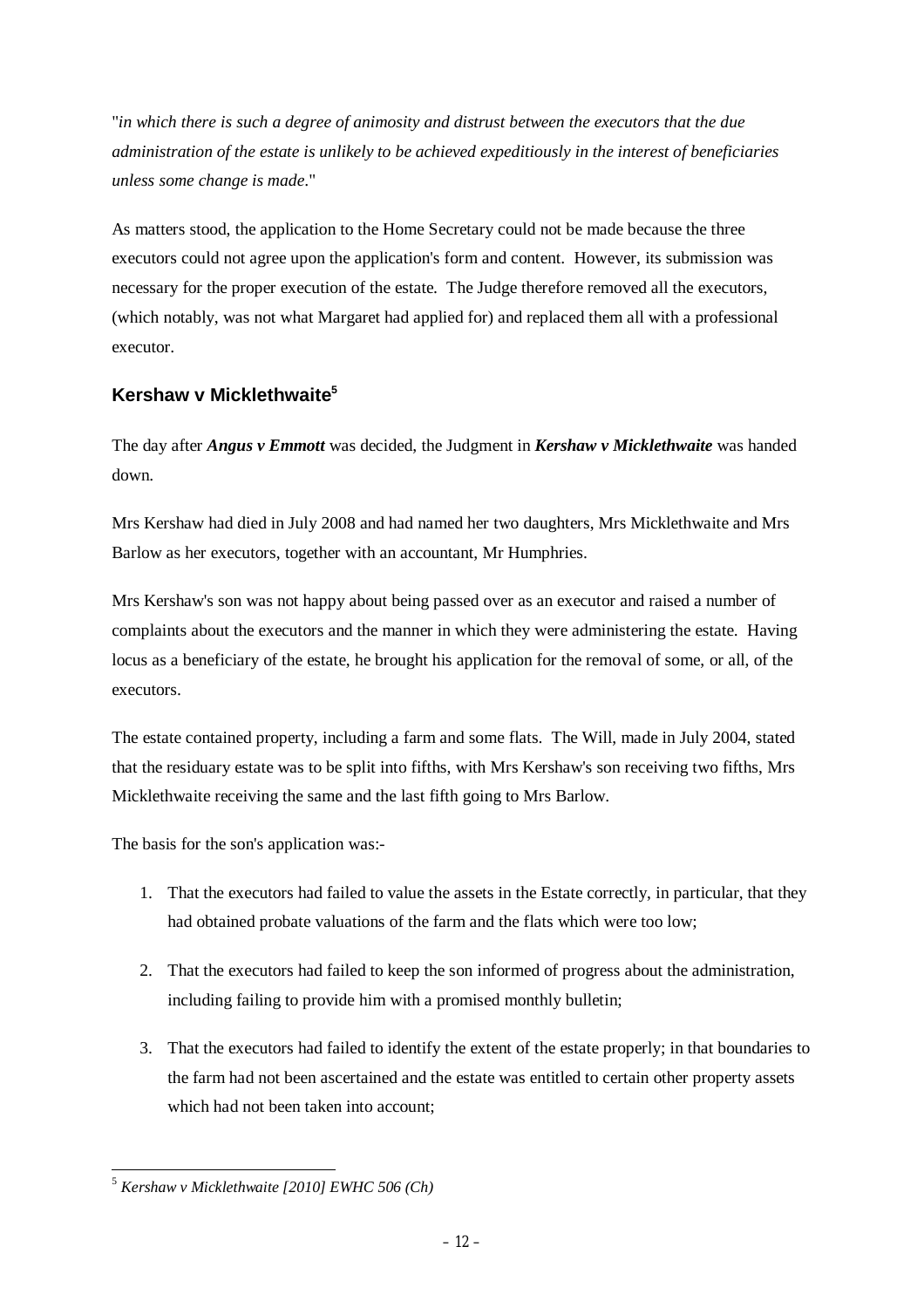"*in which there is such a degree of animosity and distrust between the executors that the due administration of the estate is unlikely to be achieved expeditiously in the interest of beneficiaries unless some change is made*."

As matters stood, the application to the Home Secretary could not be made because the three executors could not agree upon the application's form and content. However, its submission was necessary for the proper execution of the estate. The Judge therefore removed all the executors, (which notably, was not what Margaret had applied for) and replaced them all with a professional executor.

### Kershaw v Micklethwaite[5]

The day after ***Angus v Emmott*** was decided, the Judgment in ***Kershaw v Micklethwaite*** was handed down.

Mrs Kershaw had died in July 2008 and had named her two daughters, Mrs Micklethwaite and Mrs Barlow as her executors, together with an accountant, Mr Humphries.

Mrs Kershaw's son was not happy about being passed over as an executor and raised a number of complaints about the executors and the manner in which they were administering the estate. Having locus as a beneficiary of the estate, he brought his application for the removal of some, or all, of the executors.

The estate contained property, including a farm and some flats. The Will, made in July 2004, stated that the residuary estate was to be split into fifths, with Mrs Kershaw's son receiving two fifths, Mrs Micklethwaite receiving the same and the last fifth going to Mrs Barlow.

The basis for the son's application was:-

1. That the executors had failed to value the assets in the Estate correctly, in particular, that they had obtained probate valuations of the farm and the flats which were too low;
2. That the executors had failed to keep the son informed of progress about the administration, including failing to provide him with a promised monthly bulletin;
3. That the executors had failed to identify the extent of the estate properly; in that boundaries to the farm had not been ascertained and the estate was entitled to certain other property assets which had not been taken into account;

[5] *Kershaw v Micklethwaite [2010] EWHC 506 (Ch)*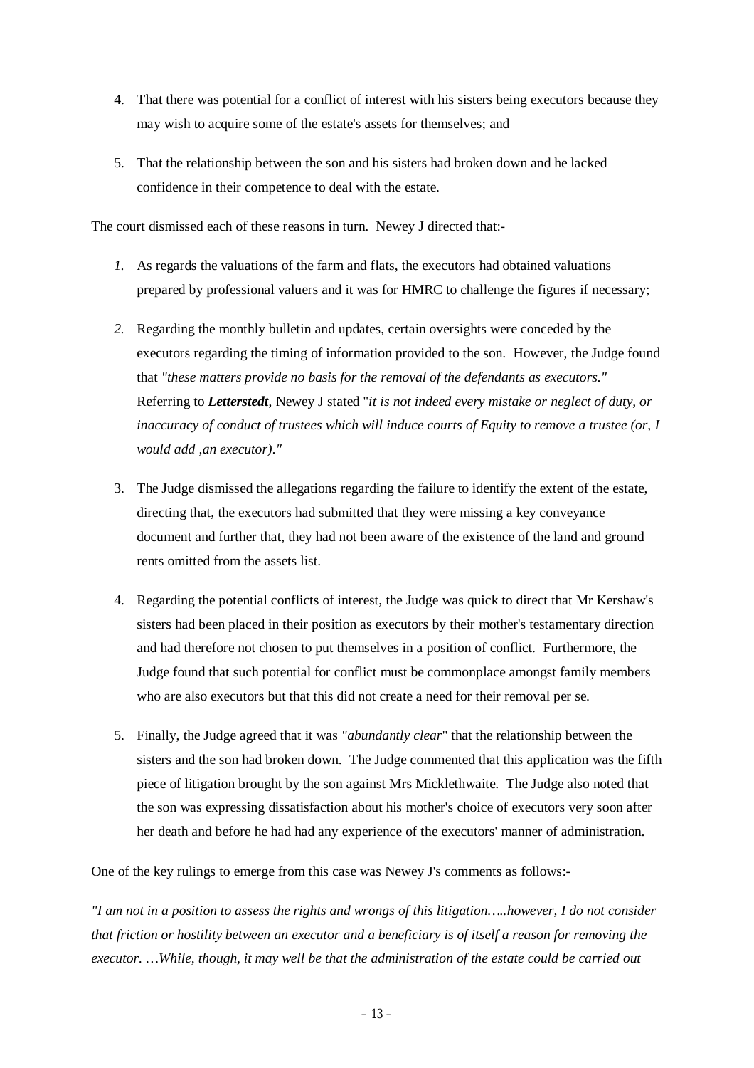4. That there was potential for a conflict of interest with his sisters being executors because they may wish to acquire some of the estate's assets for themselves; and

5. That the relationship between the son and his sisters had broken down and he lacked confidence in their competence to deal with the estate.

The court dismissed each of these reasons in turn. Newey J directed that:-

1. As regards the valuations of the farm and flats, the executors had obtained valuations prepared by professional valuers and it was for HMRC to challenge the figures if necessary;

2. Regarding the monthly bulletin and updates, certain oversights were conceded by the executors regarding the timing of information provided to the son. However, the Judge found that *"these matters provide no basis for the removal of the defendants as executors."* Referring to ***Letterstedt***, Newey J stated "*it is not indeed every mistake or neglect of duty, or inaccuracy of conduct of trustees which will induce courts of Equity to remove a trustee (or, I would add ,an executor)."*

3. The Judge dismissed the allegations regarding the failure to identify the extent of the estate, directing that, the executors had submitted that they were missing a key conveyance document and further that, they had not been aware of the existence of the land and ground rents omitted from the assets list.

4. Regarding the potential conflicts of interest, the Judge was quick to direct that Mr Kershaw's sisters had been placed in their position as executors by their mother's testamentary direction and had therefore not chosen to put themselves in a position of conflict. Furthermore, the Judge found that such potential for conflict must be commonplace amongst family members who are also executors but that this did not create a need for their removal per se.

5. Finally, the Judge agreed that it was *"abundantly clear*" that the relationship between the sisters and the son had broken down. The Judge commented that this application was the fifth piece of litigation brought by the son against Mrs Micklethwaite. The Judge also noted that the son was expressing dissatisfaction about his mother's choice of executors very soon after her death and before he had had any experience of the executors' manner of administration.

One of the key rulings to emerge from this case was Newey J's comments as follows:-

*"I am not in a position to assess the rights and wrongs of this litigation…..however, I do not consider that friction or hostility between an executor and a beneficiary is of itself a reason for removing the executor. …While, though, it may well be that the administration of the estate could be carried out*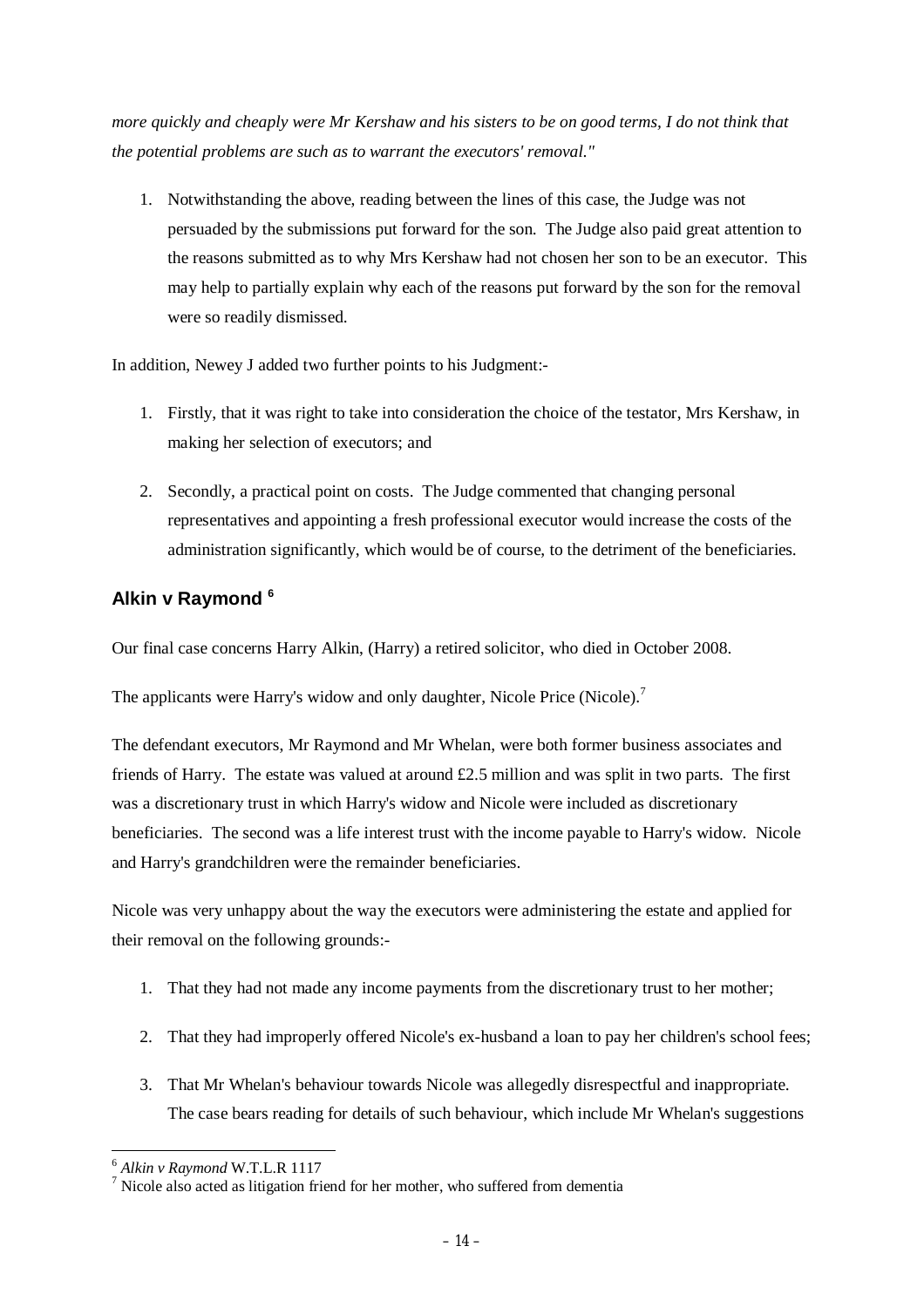*more quickly and cheaply were Mr Kershaw and his sisters to be on good terms, I do not think that the potential problems are such as to warrant the executors' removal."*

1. Notwithstanding the above, reading between the lines of this case, the Judge was not persuaded by the submissions put forward for the son. The Judge also paid great attention to the reasons submitted as to why Mrs Kershaw had not chosen her son to be an executor. This may help to partially explain why each of the reasons put forward by the son for the removal were so readily dismissed.

In addition, Newey J added two further points to his Judgment:-

1. Firstly, that it was right to take into consideration the choice of the testator, Mrs Kershaw, in making her selection of executors; and

2. Secondly, a practical point on costs. The Judge commented that changing personal representatives and appointing a fresh professional executor would increase the costs of the administration significantly, which would be of course, to the detriment of the beneficiaries.

## Alkin v Raymond [6]

Our final case concerns Harry Alkin, (Harry) a retired solicitor, who died in October 2008.

The applicants were Harry's widow and only daughter, Nicole Price (Nicole).[7]

The defendant executors, Mr Raymond and Mr Whelan, were both former business associates and friends of Harry. The estate was valued at around £2.5 million and was split in two parts. The first was a discretionary trust in which Harry's widow and Nicole were included as discretionary beneficiaries. The second was a life interest trust with the income payable to Harry's widow. Nicole and Harry's grandchildren were the remainder beneficiaries.

Nicole was very unhappy about the way the executors were administering the estate and applied for their removal on the following grounds:-

1. That they had not made any income payments from the discretionary trust to her mother;

2. That they had improperly offered Nicole's ex-husband a loan to pay her children's school fees;

3. That Mr Whelan's behaviour towards Nicole was allegedly disrespectful and inappropriate. The case bears reading for details of such behaviour, which include Mr Whelan's suggestions

---

[6] *Alkin v Raymond* W.T.L.R 1117

[7] Nicole also acted as litigation friend for her mother, who suffered from dementia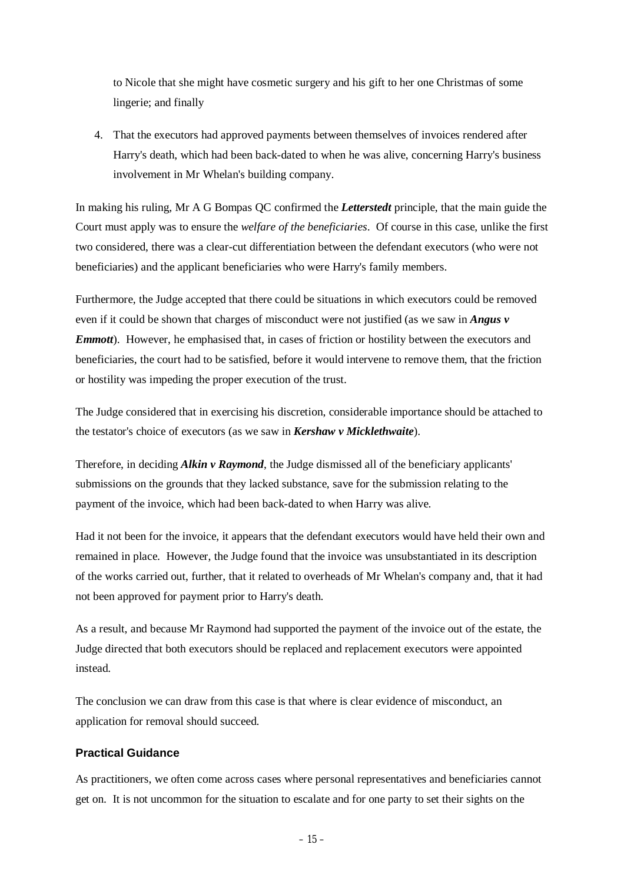to Nicole that she might have cosmetic surgery and his gift to her one Christmas of some lingerie; and finally

4. That the executors had approved payments between themselves of invoices rendered after Harry's death, which had been back-dated to when he was alive, concerning Harry's business involvement in Mr Whelan's building company.

In making his ruling, Mr A G Bompas QC confirmed the ***Letterstedt*** principle, that the main guide the Court must apply was to ensure the *welfare of the beneficiaries*. Of course in this case, unlike the first two considered, there was a clear-cut differentiation between the defendant executors (who were not beneficiaries) and the applicant beneficiaries who were Harry's family members.

Furthermore, the Judge accepted that there could be situations in which executors could be removed even if it could be shown that charges of misconduct were not justified (as we saw in ***Angus v Emmott***). However, he emphasised that, in cases of friction or hostility between the executors and beneficiaries, the court had to be satisfied, before it would intervene to remove them, that the friction or hostility was impeding the proper execution of the trust.

The Judge considered that in exercising his discretion, considerable importance should be attached to the testator's choice of executors (as we saw in ***Kershaw v Micklethwaite***).

Therefore, in deciding ***Alkin v Raymond***, the Judge dismissed all of the beneficiary applicants' submissions on the grounds that they lacked substance, save for the submission relating to the payment of the invoice, which had been back-dated to when Harry was alive.

Had it not been for the invoice, it appears that the defendant executors would have held their own and remained in place. However, the Judge found that the invoice was unsubstantiated in its description of the works carried out, further, that it related to overheads of Mr Whelan's company and, that it had not been approved for payment prior to Harry's death.

As a result, and because Mr Raymond had supported the payment of the invoice out of the estate, the Judge directed that both executors should be replaced and replacement executors were appointed instead.

The conclusion we can draw from this case is that where is clear evidence of misconduct, an application for removal should succeed.

### Practical Guidance

As practitioners, we often come across cases where personal representatives and beneficiaries cannot get on. It is not uncommon for the situation to escalate and for one party to set their sights on the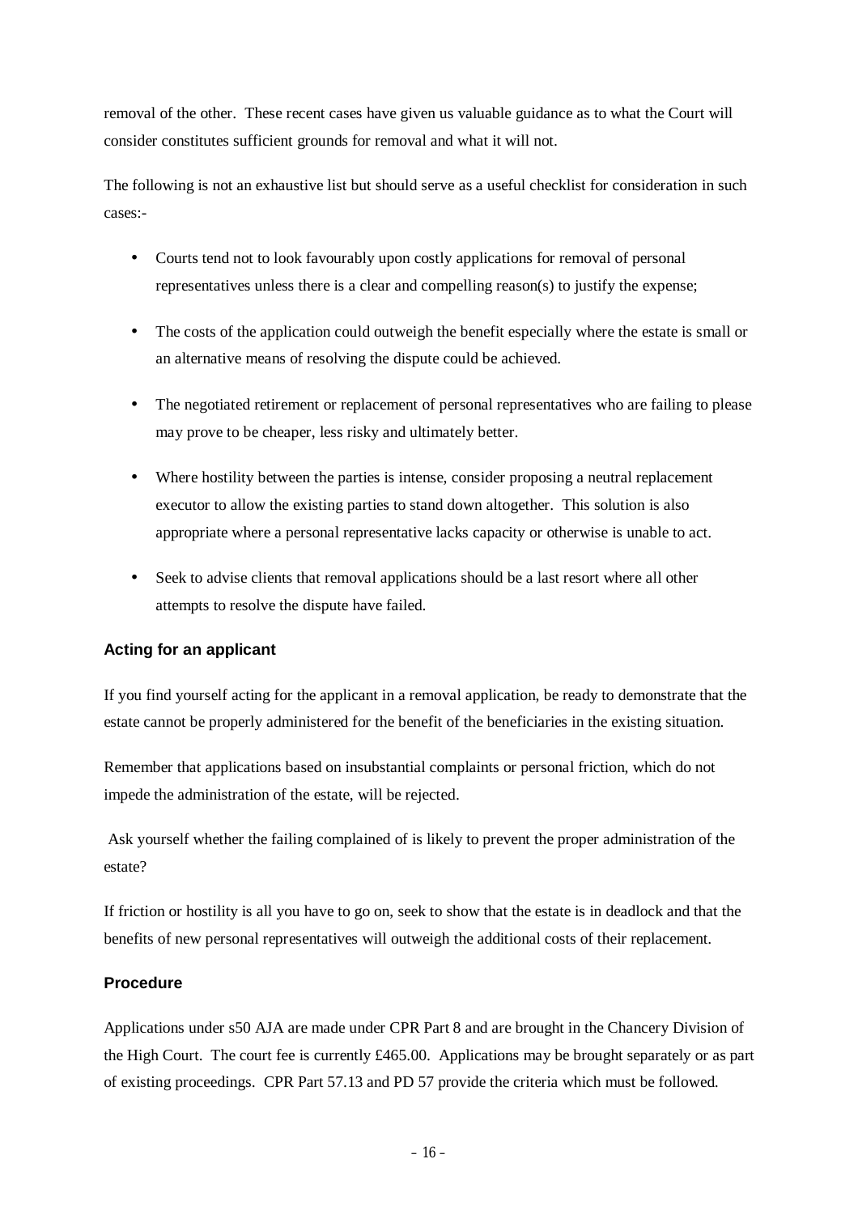removal of the other. These recent cases have given us valuable guidance as to what the Court will consider constitutes sufficient grounds for removal and what it will not.

The following is not an exhaustive list but should serve as a useful checklist for consideration in such cases:-

- Courts tend not to look favourably upon costly applications for removal of personal representatives unless there is a clear and compelling reason(s) to justify the expense;

- The costs of the application could outweigh the benefit especially where the estate is small or an alternative means of resolving the dispute could be achieved.

- The negotiated retirement or replacement of personal representatives who are failing to please may prove to be cheaper, less risky and ultimately better.

- Where hostility between the parties is intense, consider proposing a neutral replacement executor to allow the existing parties to stand down altogether. This solution is also appropriate where a personal representative lacks capacity or otherwise is unable to act.

- Seek to advise clients that removal applications should be a last resort where all other attempts to resolve the dispute have failed.

### Acting for an applicant

If you find yourself acting for the applicant in a removal application, be ready to demonstrate that the estate cannot be properly administered for the benefit of the beneficiaries in the existing situation.

Remember that applications based on insubstantial complaints or personal friction, which do not impede the administration of the estate, will be rejected.

Ask yourself whether the failing complained of is likely to prevent the proper administration of the estate?

If friction or hostility is all you have to go on, seek to show that the estate is in deadlock and that the benefits of new personal representatives will outweigh the additional costs of their replacement.

### Procedure

Applications under s50 AJA are made under CPR Part 8 and are brought in the Chancery Division of the High Court. The court fee is currently £465.00. Applications may be brought separately or as part of existing proceedings. CPR Part 57.13 and PD 57 provide the criteria which must be followed.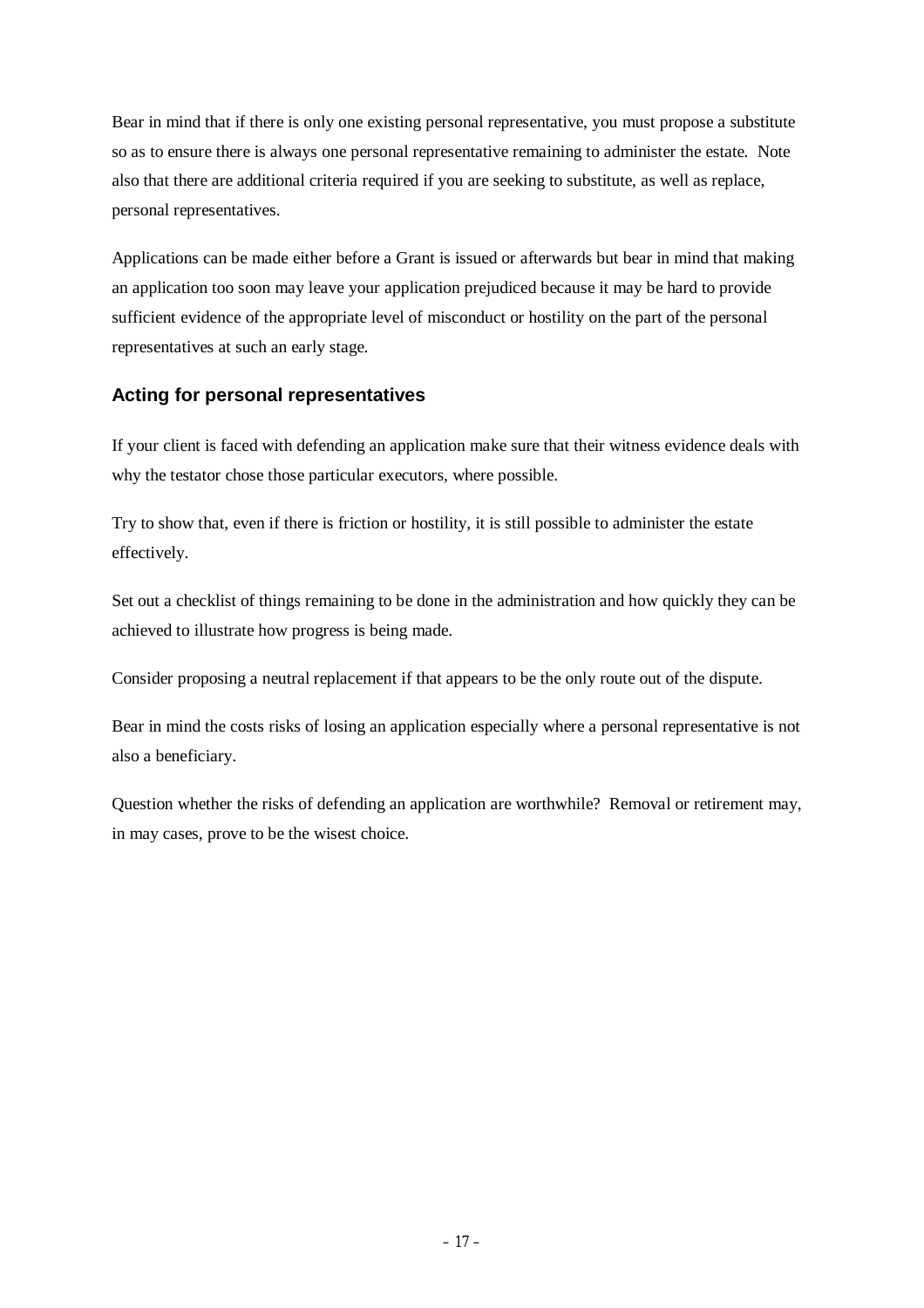Bear in mind that if there is only one existing personal representative, you must propose a substitute so as to ensure there is always one personal representative remaining to administer the estate. Note also that there are additional criteria required if you are seeking to substitute, as well as replace, personal representatives.

Applications can be made either before a Grant is issued or afterwards but bear in mind that making an application too soon may leave your application prejudiced because it may be hard to provide sufficient evidence of the appropriate level of misconduct or hostility on the part of the personal representatives at such an early stage.

### Acting for personal representatives

If your client is faced with defending an application make sure that their witness evidence deals with why the testator chose those particular executors, where possible.

Try to show that, even if there is friction or hostility, it is still possible to administer the estate effectively.

Set out a checklist of things remaining to be done in the administration and how quickly they can be achieved to illustrate how progress is being made.

Consider proposing a neutral replacement if that appears to be the only route out of the dispute.

Bear in mind the costs risks of losing an application especially where a personal representative is not also a beneficiary.

Question whether the risks of defending an application are worthwhile? Removal or retirement may, in may cases, prove to be the wisest choice.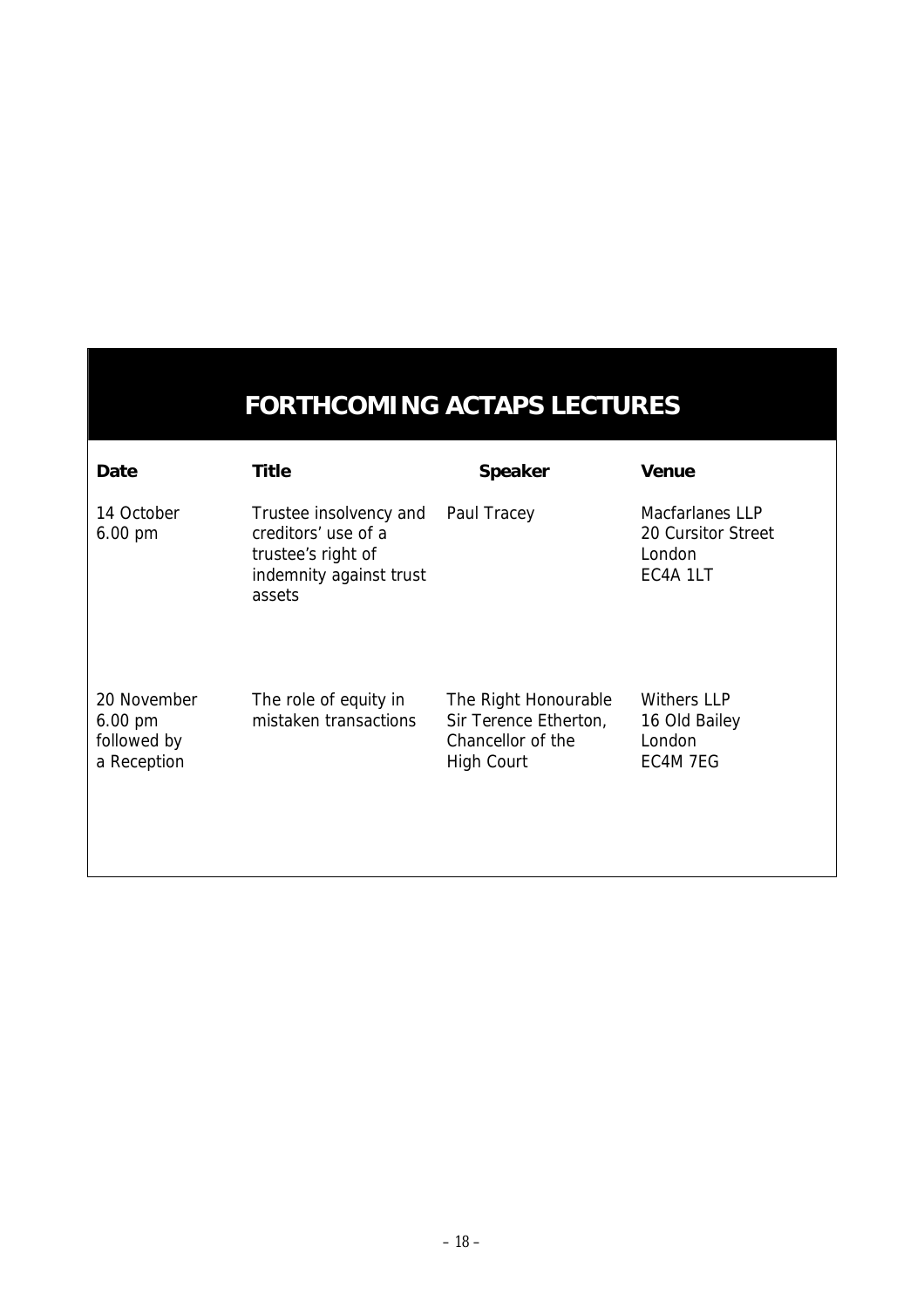# FORTHCOMING ACTAPS LECTURES

| Date | Title | Speaker | Venue |
|---|---|---|---|
| 14 October<br>6.00 pm | Trustee insolvency and creditors' use of a trustee's right of indemnity against trust assets | Paul Tracey | Macfarlanes LLP<br>20 Cursitor Street<br>London<br>EC4A 1LT |
| 20 November<br>6.00 pm<br>followed by<br>a Reception | The role of equity in mistaken transactions | The Right Honourable Sir Terence Etherton, Chancellor of the High Court | Withers LLP<br>16 Old Bailey<br>London<br>EC4M 7EG |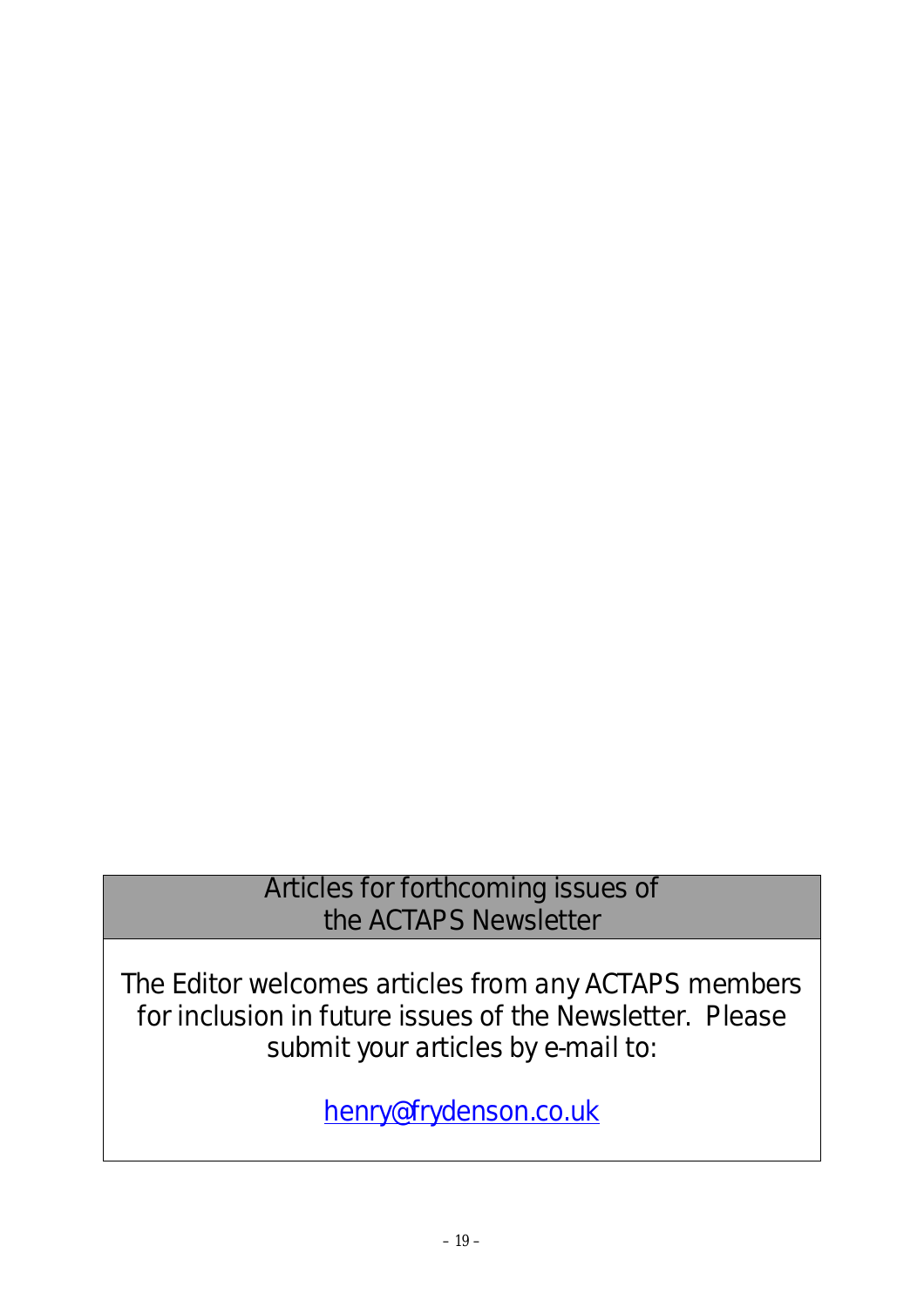## Articles for forthcoming issues of the ACTAPS Newsletter

The Editor welcomes articles from any ACTAPS members for inclusion in future issues of the Newsletter. Please submit your articles by e-mail to:

henry@frydenson.co.uk